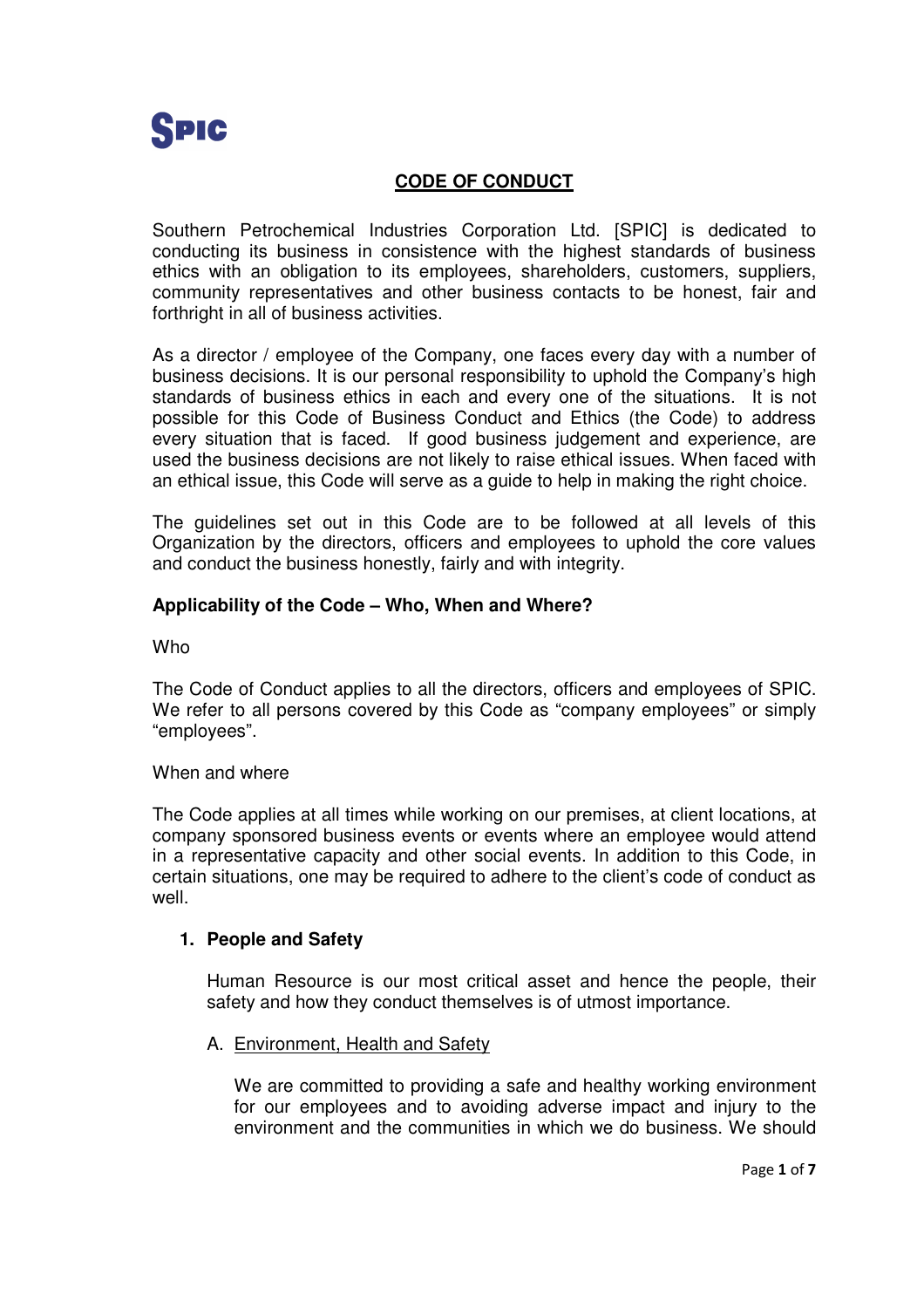SPIC

# CODE OF CONDUCT

Southern Petrochemical Industries Corporation Ltd. [SPIC] is dedicated to conducting its business in consistence with the highest standards of business ethics with an obligation to its employees, shareholders, customers, suppliers, community representatives and other business contacts to be honest, fair and forthright in all of business activities.

As a director / employee of the Company, one faces every day with a number of business decisions. It is our personal responsibility to uphold the Company's high standards of business ethics in each and every one of the situations. It is not possible for this Code of Business Conduct and Ethics (the Code) to address every situation that is faced. If good business judgement and experience, are used the business decisions are not likely to raise ethical issues. When faced with an ethical issue, this Code will serve as a guide to help in making the right choice.

The guidelines set out in this Code are to be followed at all levels of this Organization by the directors, officers and employees to uphold the core values and conduct the business honestly, fairly and with integrity.

**Applicability of the Code – Who, When and Where?**

Who

The Code of Conduct applies to all the directors, officers and employees of SPIC. We refer to all persons covered by this Code as "company employees" or simply "employees".

When and where

The Code applies at all times while working on our premises, at client locations, at company sponsored business events or events where an employee would attend in a representative capacity and other social events. In addition to this Code, in certain situations, one may be required to adhere to the client's code of conduct as well.

1. **People and Safety**

   Human Resource is our most critical asset and hence the people, their safety and how they conduct themselves is of utmost importance.

   A. Environment, Health and Safety

      We are committed to providing a safe and healthy working environment for our employees and to avoiding adverse impact and injury to the environment and the communities in which we do business. We should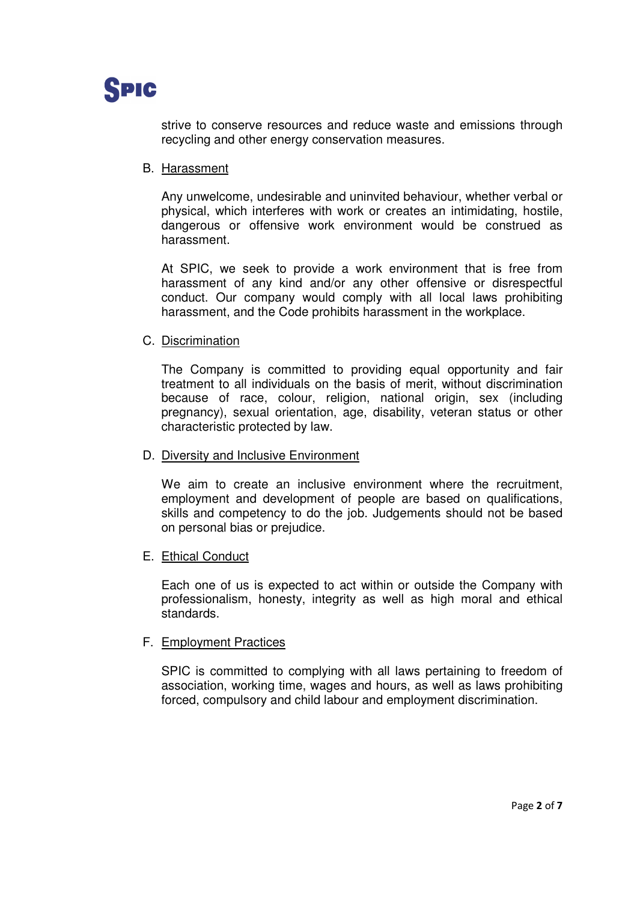strive to conserve resources and reduce waste and emissions through recycling and other energy conservation measures.

B. Harassment

Any unwelcome, undesirable and uninvited behaviour, whether verbal or physical, which interferes with work or creates an intimidating, hostile, dangerous or offensive work environment would be construed as harassment.

At SPIC, we seek to provide a work environment that is free from harassment of any kind and/or any other offensive or disrespectful conduct. Our company would comply with all local laws prohibiting harassment, and the Code prohibits harassment in the workplace.

C. Discrimination

The Company is committed to providing equal opportunity and fair treatment to all individuals on the basis of merit, without discrimination because of race, colour, religion, national origin, sex (including pregnancy), sexual orientation, age, disability, veteran status or other characteristic protected by law.

D. Diversity and Inclusive Environment

We aim to create an inclusive environment where the recruitment, employment and development of people are based on qualifications, skills and competency to do the job. Judgements should not be based on personal bias or prejudice.

E. Ethical Conduct

Each one of us is expected to act within or outside the Company with professionalism, honesty, integrity as well as high moral and ethical standards.

F. Employment Practices

SPIC is committed to complying with all laws pertaining to freedom of association, working time, wages and hours, as well as laws prohibiting forced, compulsory and child labour and employment discrimination.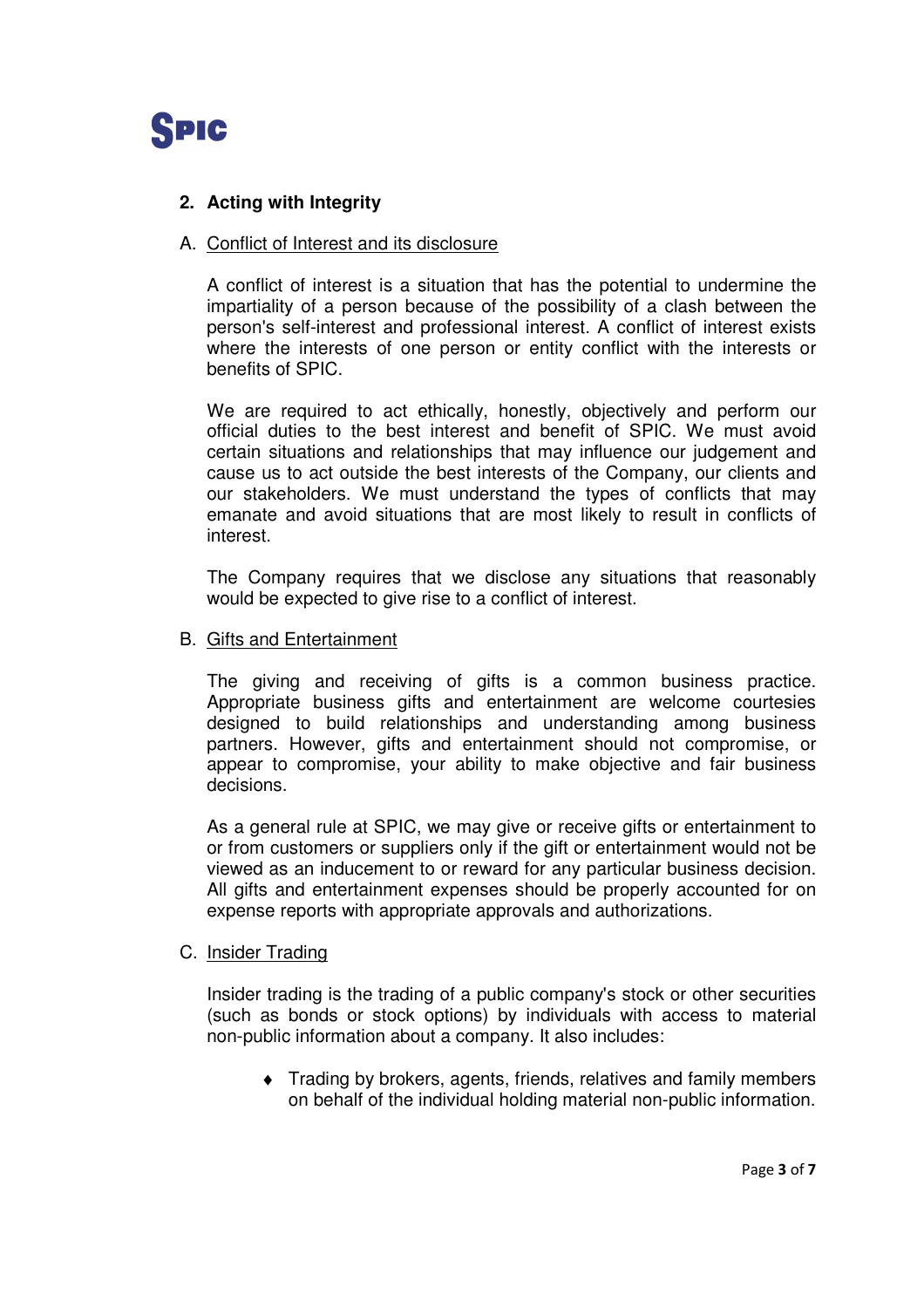## 2. Acting with Integrity

### A. Conflict of Interest and its disclosure

A conflict of interest is a situation that has the potential to undermine the impartiality of a person because of the possibility of a clash between the person's self-interest and professional interest. A conflict of interest exists where the interests of one person or entity conflict with the interests or benefits of SPIC.

We are required to act ethically, honestly, objectively and perform our official duties to the best interest and benefit of SPIC. We must avoid certain situations and relationships that may influence our judgement and cause us to act outside the best interests of the Company, our clients and our stakeholders. We must understand the types of conflicts that may emanate and avoid situations that are most likely to result in conflicts of interest.

The Company requires that we disclose any situations that reasonably would be expected to give rise to a conflict of interest.

### B. Gifts and Entertainment

The giving and receiving of gifts is a common business practice. Appropriate business gifts and entertainment are welcome courtesies designed to build relationships and understanding among business partners. However, gifts and entertainment should not compromise, or appear to compromise, your ability to make objective and fair business decisions.

As a general rule at SPIC, we may give or receive gifts or entertainment to or from customers or suppliers only if the gift or entertainment would not be viewed as an inducement to or reward for any particular business decision. All gifts and entertainment expenses should be properly accounted for on expense reports with appropriate approvals and authorizations.

### C. Insider Trading

Insider trading is the trading of a public company's stock or other securities (such as bonds or stock options) by individuals with access to material non-public information about a company. It also includes:

- Trading by brokers, agents, friends, relatives and family members on behalf of the individual holding material non-public information.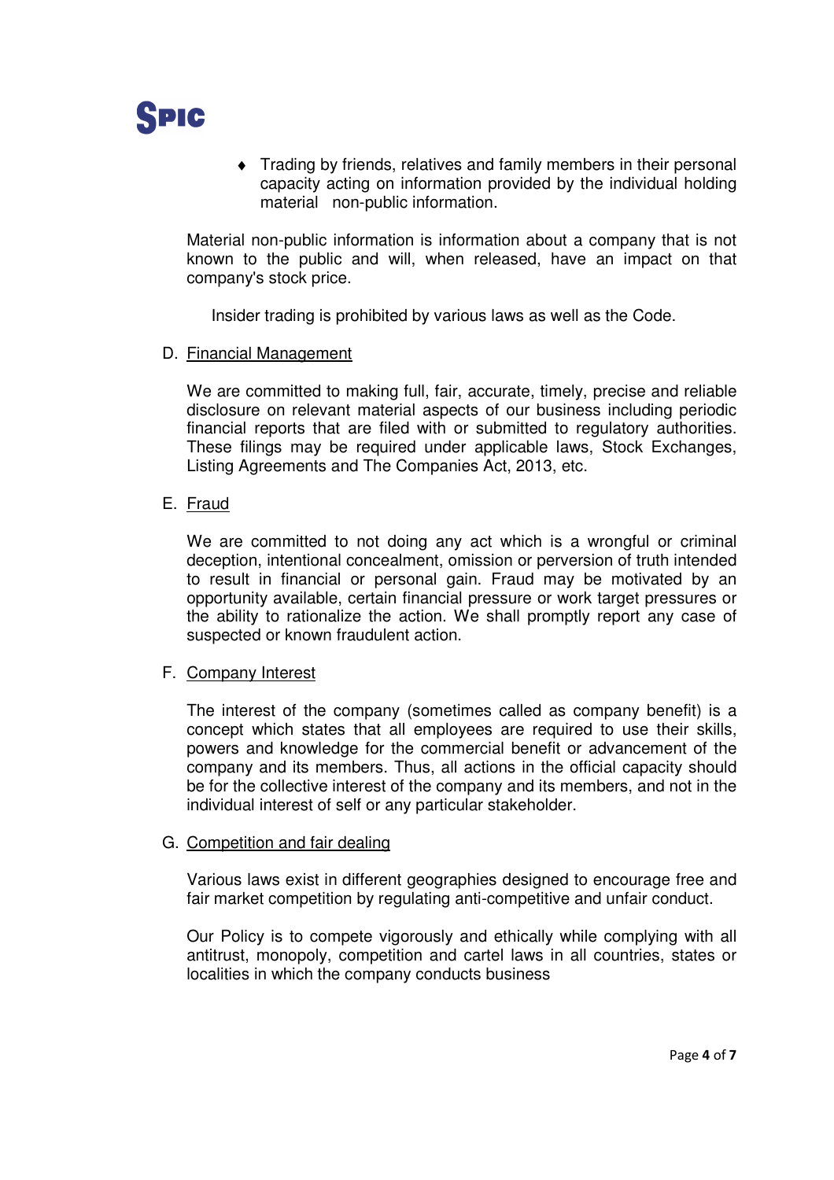- Trading by friends, relatives and family members in their personal capacity acting on information provided by the individual holding material non-public information.

Material non-public information is information about a company that is not known to the public and will, when released, have an impact on that company's stock price.

Insider trading is prohibited by various laws as well as the Code.

D. Financial Management

We are committed to making full, fair, accurate, timely, precise and reliable disclosure on relevant material aspects of our business including periodic financial reports that are filed with or submitted to regulatory authorities. These filings may be required under applicable laws, Stock Exchanges, Listing Agreements and The Companies Act, 2013, etc.

E. Fraud

We are committed to not doing any act which is a wrongful or criminal deception, intentional concealment, omission or perversion of truth intended to result in financial or personal gain. Fraud may be motivated by an opportunity available, certain financial pressure or work target pressures or the ability to rationalize the action. We shall promptly report any case of suspected or known fraudulent action.

F. Company Interest

The interest of the company (sometimes called as company benefit) is a concept which states that all employees are required to use their skills, powers and knowledge for the commercial benefit or advancement of the company and its members. Thus, all actions in the official capacity should be for the collective interest of the company and its members, and not in the individual interest of self or any particular stakeholder.

G. Competition and fair dealing

Various laws exist in different geographies designed to encourage free and fair market competition by regulating anti-competitive and unfair conduct.

Our Policy is to compete vigorously and ethically while complying with all antitrust, monopoly, competition and cartel laws in all countries, states or localities in which the company conducts business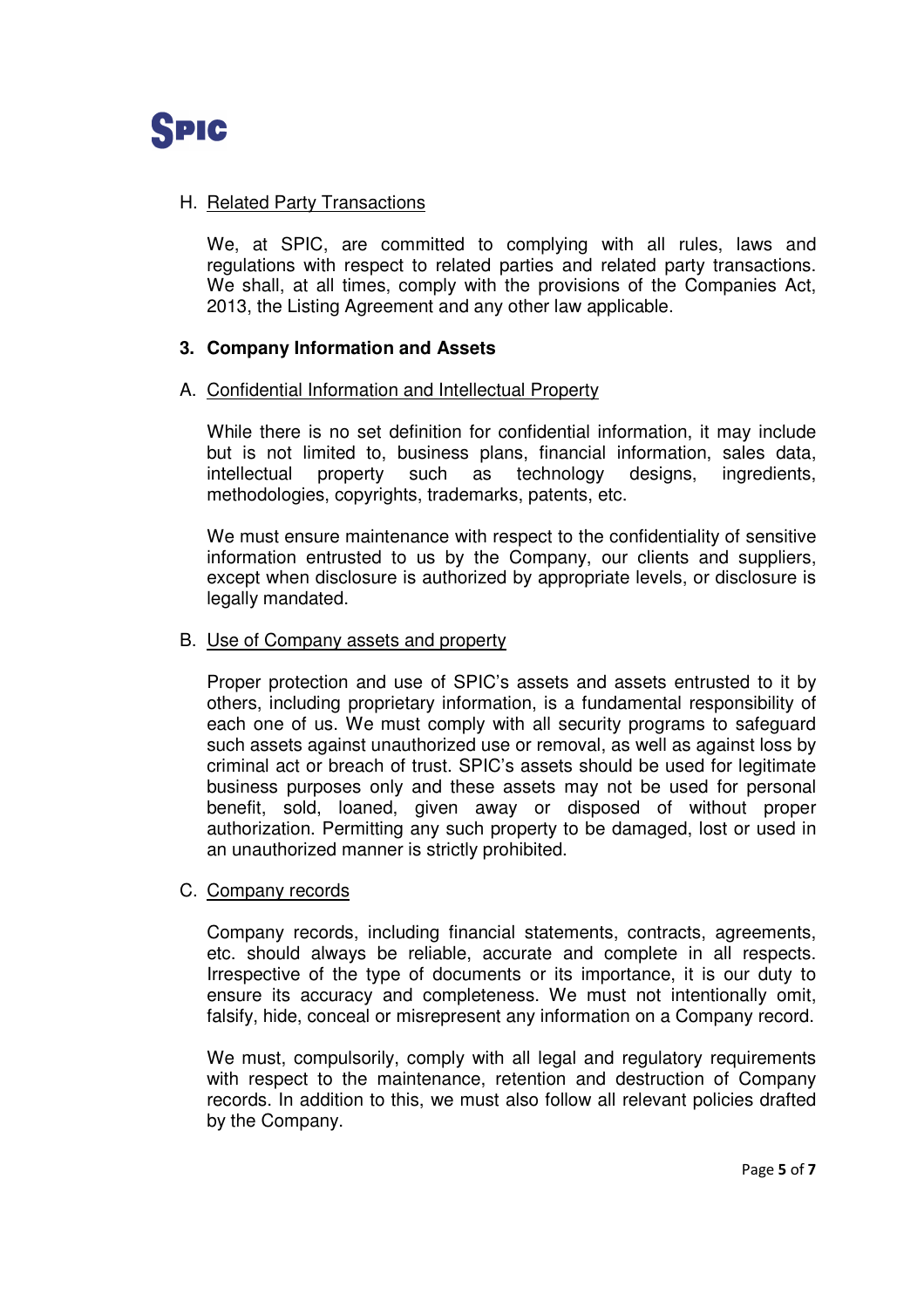H. Related Party Transactions

We, at SPIC, are committed to complying with all rules, laws and regulations with respect to related parties and related party transactions. We shall, at all times, comply with the provisions of the Companies Act, 2013, the Listing Agreement and any other law applicable.

## 3. Company Information and Assets

A. Confidential Information and Intellectual Property

While there is no set definition for confidential information, it may include but is not limited to, business plans, financial information, sales data, intellectual property such as technology designs, ingredients, methodologies, copyrights, trademarks, patents, etc.

We must ensure maintenance with respect to the confidentiality of sensitive information entrusted to us by the Company, our clients and suppliers, except when disclosure is authorized by appropriate levels, or disclosure is legally mandated.

B. Use of Company assets and property

Proper protection and use of SPIC's assets and assets entrusted to it by others, including proprietary information, is a fundamental responsibility of each one of us. We must comply with all security programs to safeguard such assets against unauthorized use or removal, as well as against loss by criminal act or breach of trust. SPIC's assets should be used for legitimate business purposes only and these assets may not be used for personal benefit, sold, loaned, given away or disposed of without proper authorization. Permitting any such property to be damaged, lost or used in an unauthorized manner is strictly prohibited.

C. Company records

Company records, including financial statements, contracts, agreements, etc. should always be reliable, accurate and complete in all respects. Irrespective of the type of documents or its importance, it is our duty to ensure its accuracy and completeness. We must not intentionally omit, falsify, hide, conceal or misrepresent any information on a Company record.

We must, compulsorily, comply with all legal and regulatory requirements with respect to the maintenance, retention and destruction of Company records. In addition to this, we must also follow all relevant policies drafted by the Company.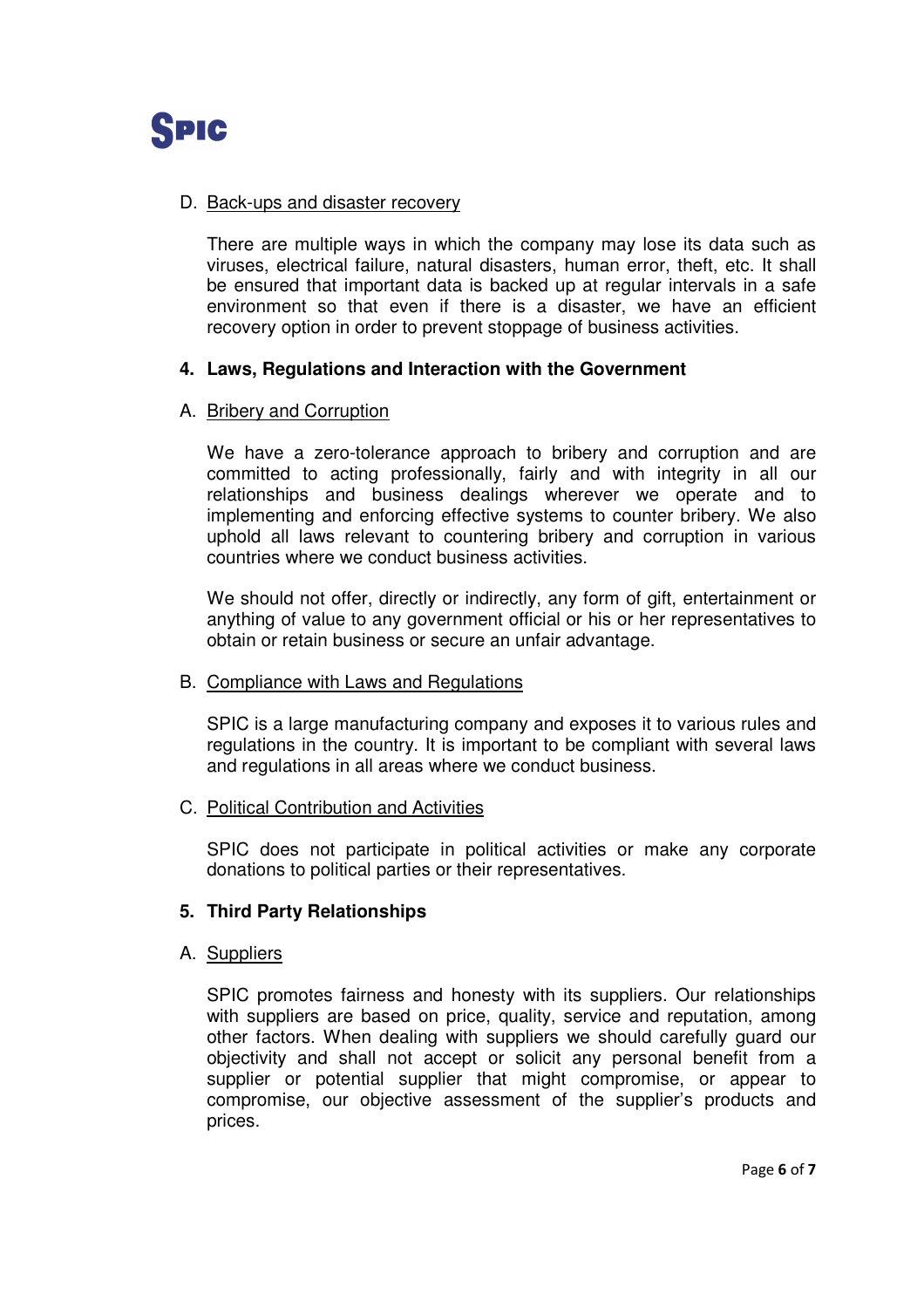D. Back-ups and disaster recovery

There are multiple ways in which the company may lose its data such as viruses, electrical failure, natural disasters, human error, theft, etc. It shall be ensured that important data is backed up at regular intervals in a safe environment so that even if there is a disaster, we have an efficient recovery option in order to prevent stoppage of business activities.

**4. Laws, Regulations and Interaction with the Government**

A. Bribery and Corruption

We have a zero-tolerance approach to bribery and corruption and are committed to acting professionally, fairly and with integrity in all our relationships and business dealings wherever we operate and to implementing and enforcing effective systems to counter bribery. We also uphold all laws relevant to countering bribery and corruption in various countries where we conduct business activities.

We should not offer, directly or indirectly, any form of gift, entertainment or anything of value to any government official or his or her representatives to obtain or retain business or secure an unfair advantage.

B. Compliance with Laws and Regulations

SPIC is a large manufacturing company and exposes it to various rules and regulations in the country. It is important to be compliant with several laws and regulations in all areas where we conduct business.

C. Political Contribution and Activities

SPIC does not participate in political activities or make any corporate donations to political parties or their representatives.

**5. Third Party Relationships**

A. Suppliers

SPIC promotes fairness and honesty with its suppliers. Our relationships with suppliers are based on price, quality, service and reputation, among other factors. When dealing with suppliers we should carefully guard our objectivity and shall not accept or solicit any personal benefit from a supplier or potential supplier that might compromise, or appear to compromise, our objective assessment of the supplier's products and prices.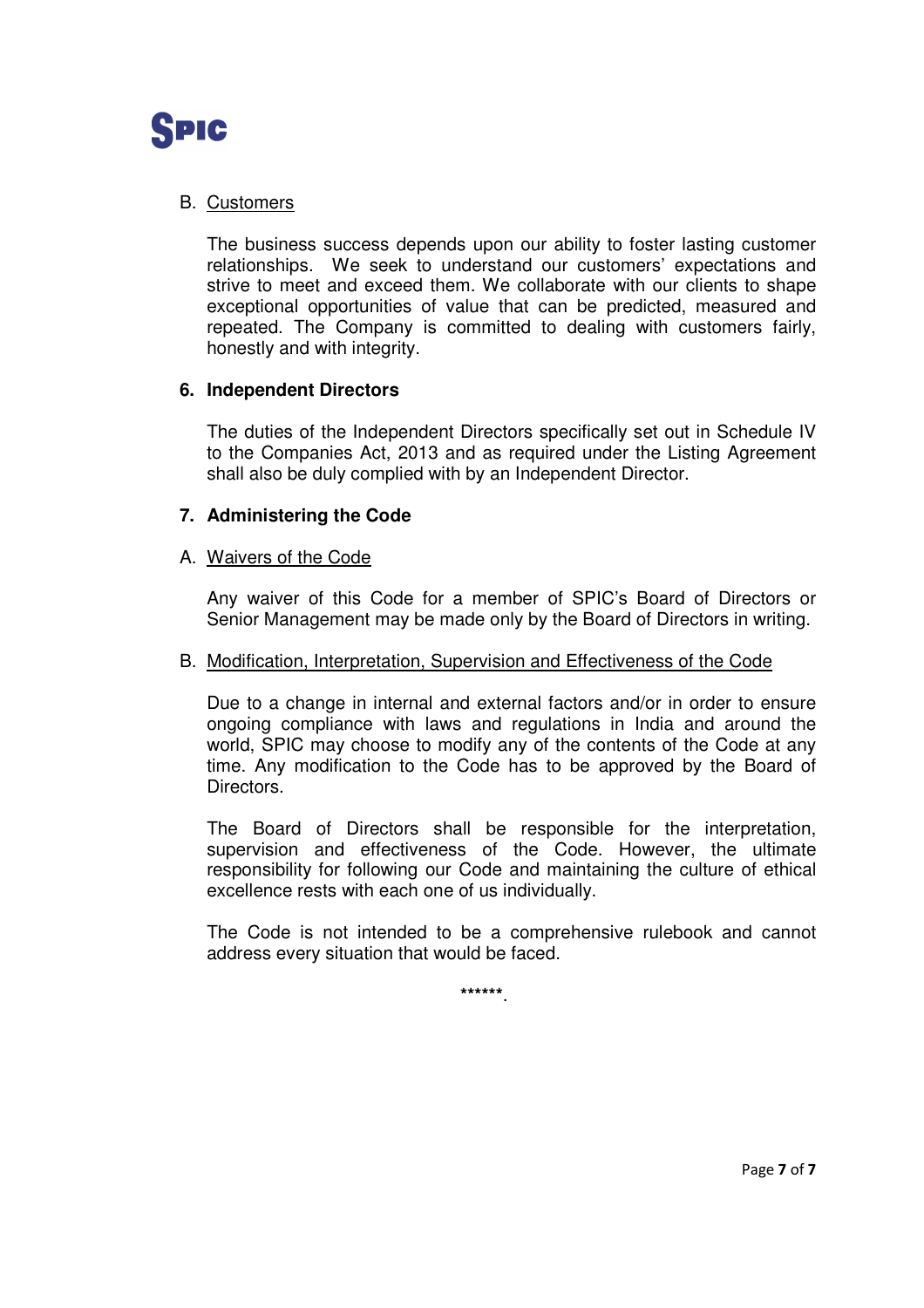B. Customers

The business success depends upon our ability to foster lasting customer relationships. We seek to understand our customers' expectations and strive to meet and exceed them. We collaborate with our clients to shape exceptional opportunities of value that can be predicted, measured and repeated. The Company is committed to dealing with customers fairly, honestly and with integrity.

## 6. Independent Directors

The duties of the Independent Directors specifically set out in Schedule IV to the Companies Act, 2013 and as required under the Listing Agreement shall also be duly complied with by an Independent Director.

## 7. Administering the Code

A. Waivers of the Code

Any waiver of this Code for a member of SPIC's Board of Directors or Senior Management may be made only by the Board of Directors in writing.

B. Modification, Interpretation, Supervision and Effectiveness of the Code

Due to a change in internal and external factors and/or in order to ensure ongoing compliance with laws and regulations in India and around the world, SPIC may choose to modify any of the contents of the Code at any time. Any modification to the Code has to be approved by the Board of Directors.

The Board of Directors shall be responsible for the interpretation, supervision and effectiveness of the Code. However, the ultimate responsibility for following our Code and maintaining the culture of ethical excellence rests with each one of us individually.

The Code is not intended to be a comprehensive rulebook and cannot address every situation that would be faced.

******.